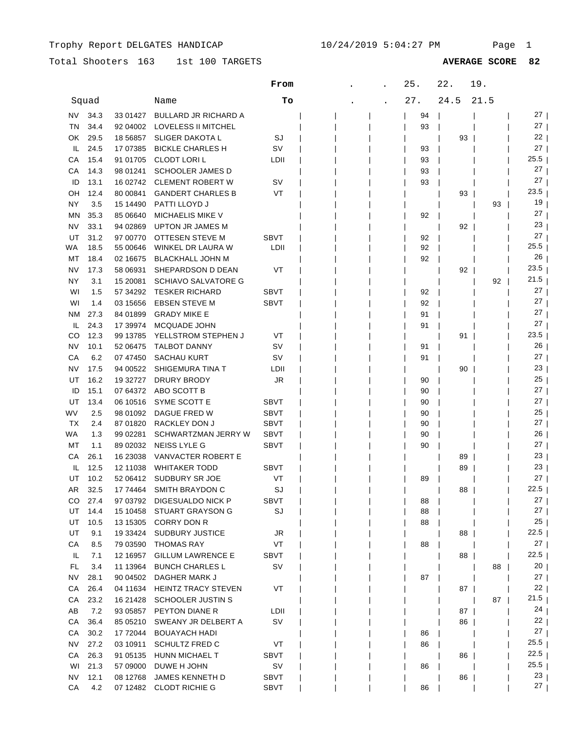Trophy Report DELGATES HANDICAP 10/24/2019 5:04:27 PM

Total Shooters 163 1st 100 TARGETS **AVERAGE SCORE 82**

| | Squad | | Name | From / To | . | . | 25. / 27. | 22. / 24.5 | 19. / 21.5 | |
|---|---|---|---|---|---|---|---|---|---|---|
| NV | 34.3 | 33 01427 | BULLARD JR RICHARD A | | | | 94 | | | 27 |
| TN | 34.4 | 92 04002 | LOVELESS II MITCHEL | | | | 93 | | | 27 |
| OK | 29.5 | 18 56857 | SLIGER DAKOTA L | SJ | | | | 93 | | 22 |
| IL | 24.5 | 17 07385 | BICKLE CHARLES H | SV | | | 93 | | | 27 |
| CA | 15.4 | 91 01705 | CLODT LORI L | LDII | | | 93 | | | 25.5 |
| CA | 14.3 | 98 01241 | SCHOOLER JAMES D | | | | 93 | | | 27 |
| ID | 13.1 | 16 02742 | CLEMENT ROBERT W | SV | | | 93 | | | 27 |
| OH | 12.4 | 80 00841 | GANDERT CHARLES B | VT | | | | 93 | | 23.5 |
| NY | 3.5 | 15 14490 | PATTI LLOYD J | | | | | | 93 | 19 |
| MN | 35.3 | 85 06640 | MICHAELIS MIKE V | | | | 92 | | | 27 |
| NV | 33.1 | 94 02869 | UPTON JR JAMES M | | | | | 92 | | 23 |
| UT | 31.2 | 97 00770 | OTTESEN STEVE M | SBVT | | | 92 | | | 27 |
| WA | 18.5 | 55 00646 | WINKEL DR LAURA W | LDII | | | 92 | | | 25.5 |
| MT | 18.4 | 02 16675 | BLACKHALL JOHN M | | | | 92 | | | 26 |
| NV | 17.3 | 58 06931 | SHEPARDSON D DEAN | VT | | | | 92 | | 23.5 |
| NY | 3.1 | 15 20081 | SCHIAVO SALVATORE G | | | | | | 92 | 21.5 |
| WI | 1.5 | 57 34292 | TESKER RICHARD | SBVT | | | 92 | | | 27 |
| WI | 1.4 | 03 15656 | EBSEN STEVE M | SBVT | | | 92 | | | 27 |
| NM | 27.3 | 84 01899 | GRADY MIKE E | | | | 91 | | | 27 |
| IL | 24.3 | 17 39974 | MCQUADE JOHN | | | | 91 | | | 27 |
| CO | 12.3 | 99 13785 | YELLSTROM STEPHEN J | VT | | | | 91 | | 23.5 |
| NV | 10.1 | 52 06475 | TALBOT DANNY | SV | | | 91 | | | 26 |
| CA | 6.2 | 07 47450 | SACHAU KURT | SV | | | 91 | | | 27 |
| NV | 17.5 | 94 00522 | SHIGEMURA TINA T | LDII | | | | 90 | | 23 |
| UT | 16.2 | 19 32727 | DRURY BRODY | JR | | | 90 | | | 25 |
| ID | 15.1 | 07 64372 | ABO SCOTT B | | | | 90 | | | 27 |
| UT | 13.4 | 06 10516 | SYME SCOTT E | SBVT | | | 90 | | | 27 |
| WV | 2.5 | 98 01092 | DAGUE FRED W | SBVT | | | 90 | | | 25 |
| TX | 2.4 | 87 01820 | RACKLEY DON J | SBVT | | | 90 | | | 27 |
| WA | 1.3 | 99 02281 | SCHWARTZMAN JERRY W | SBVT | | | 90 | | | 26 |
| MT | 1.1 | 89 02032 | NEISS LYLE G | SBVT | | | 90 | | | 27 |
| CA | 26.1 | 16 23038 | VANVACTER ROBERT E | | | | | 89 | | 23 |
| IL | 12.5 | 12 11038 | WHITAKER TODD | SBVT | | | | 89 | | 23 |
| UT | 10.2 | 52 06412 | SUDBURY SR JOE | VT | | | 89 | | | 27 |
| AR | 32.5 | 17 74464 | SMITH BRAYDON C | SJ | | | | 88 | | 22.5 |
| CO | 27.4 | 97 03792 | DIGESUALDO NICK P | SBVT | | | 88 | | | 27 |
| UT | 14.4 | 15 10458 | STUART GRAYSON G | SJ | | | 88 | | | 27 |
| UT | 10.5 | 13 15305 | CORRY DON R | | | | 88 | | | 25 |
| UT | 9.1 | 19 33424 | SUDBURY JUSTICE | JR | | | | 88 | | 22.5 |
| CA | 8.5 | 79 03590 | THOMAS RAY | VT | | | 88 | | | 27 |
| IL | 7.1 | 12 16957 | GILLUM LAWRENCE E | SBVT | | | | 88 | | 22.5 |
| FL | 3.4 | 11 13964 | BUNCH CHARLES L | SV | | | | | 88 | 20 |
| NV | 28.1 | 90 04502 | DAGHER MARK J | | | | 87 | | | 27 |
| CA | 26.4 | 04 11634 | HEINTZ TRACY STEVEN | VT | | | | 87 | | 22 |
| CA | 23.2 | 16 21428 | SCHOOLER JUSTIN S | | | | | | 87 | 21.5 |
| AB | 7.2 | 93 05857 | PEYTON DIANE R | LDII | | | | 87 | | 24 |
| CA | 36.4 | 85 05210 | SWEANY JR DELBERT A | SV | | | | 86 | | 22 |
| CA | 30.2 | 17 72044 | BOUAYACH HADI | | | | 86 | | | 27 |
| NV | 27.2 | 03 10911 | SCHULTZ FRED C | VT | | | 86 | | | 25.5 |
| CA | 26.3 | 91 05135 | HUNN MICHAEL T | SBVT | | | | 86 | | 22.5 |
| WI | 21.3 | 57 09000 | DUWE H JOHN | SV | | | 86 | | | 25.5 |
| NV | 12.1 | 08 12768 | JAMES KENNETH D | SBVT | | | | 86 | | 23 |
| CA | 4.2 | 07 12482 | CLODT RICHIE G | SBVT | | | 86 | | | 27 |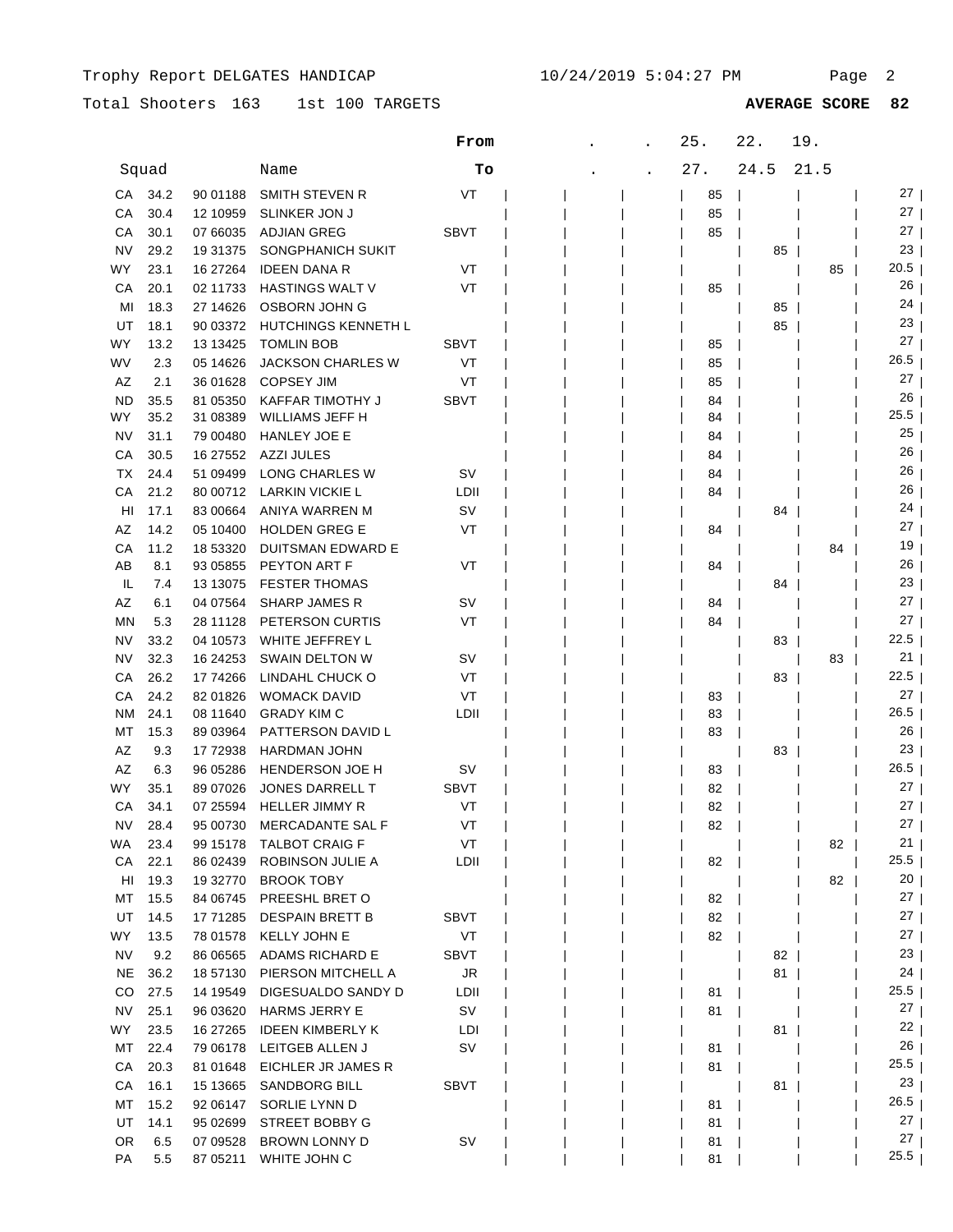Trophy Report DELGATES HANDICAP

Total Shooters 163 &nbsp;&nbsp; 1st 100 TARGETS &nbsp;&nbsp; **AVERAGE SCORE 82**

| | Squad | | Name | From / To | . / . | . / . | 25. / 27. | 22. / 24.5 | 19. / 21.5 | |
|---|---|---|---|---|---|---|---|---|---|---|
| CA | 34.2 | 90 01188 | SMITH STEVEN R | VT | | | 85 | | | 27 |
| CA | 30.4 | 12 10959 | SLINKER JON J | | | | 85 | | | 27 |
| CA | 30.1 | 07 66035 | ADJIAN GREG | SBVT | | | 85 | | | 27 |
| NV | 29.2 | 19 31375 | SONGPHANICH SUKIT | | | | | 85 | | 23 |
| WY | 23.1 | 16 27264 | IDEEN DANA R | VT | | | | | 85 | 20.5 |
| CA | 20.1 | 02 11733 | HASTINGS WALT V | VT | | | 85 | | | 26 |
| MI | 18.3 | 27 14626 | OSBORN JOHN G | | | | | 85 | | 24 |
| UT | 18.1 | 90 03372 | HUTCHINGS KENNETH L | | | | | 85 | | 23 |
| WY | 13.2 | 13 13425 | TOMLIN BOB | SBVT | | | 85 | | | 27 |
| WV | 2.3 | 05 14626 | JACKSON CHARLES W | VT | | | 85 | | | 26.5 |
| AZ | 2.1 | 36 01628 | COPSEY JIM | VT | | | 85 | | | 27 |
| ND | 35.5 | 81 05350 | KAFFAR TIMOTHY J | SBVT | | | 84 | | | 26 |
| WY | 35.2 | 31 08389 | WILLIAMS JEFF H | | | | 84 | | | 25.5 |
| NV | 31.1 | 79 00480 | HANLEY JOE E | | | | 84 | | | 25 |
| CA | 30.5 | 16 27552 | AZZI JULES | | | | 84 | | | 26 |
| TX | 24.4 | 51 09499 | LONG CHARLES W | SV | | | 84 | | | 26 |
| CA | 21.2 | 80 00712 | LARKIN VICKIE L | LDII | | | 84 | | | 26 |
| HI | 17.1 | 83 00664 | ANIYA WARREN M | SV | | | | 84 | | 24 |
| AZ | 14.2 | 05 10400 | HOLDEN GREG E | VT | | | 84 | | | 27 |
| CA | 11.2 | 18 53320 | DUITSMAN EDWARD E | | | | | | 84 | 19 |
| AB | 8.1 | 93 05855 | PEYTON ART F | VT | | | 84 | | | 26 |
| IL | 7.4 | 13 13075 | FESTER THOMAS | | | | | 84 | | 23 |
| AZ | 6.1 | 04 07564 | SHARP JAMES R | SV | | | 84 | | | 27 |
| MN | 5.3 | 28 11128 | PETERSON CURTIS | VT | | | 84 | | | 27 |
| NV | 33.2 | 04 10573 | WHITE JEFFREY L | | | | | 83 | | 22.5 |
| NV | 32.3 | 16 24253 | SWAIN DELTON W | SV | | | | | 83 | 21 |
| CA | 26.2 | 17 74266 | LINDAHL CHUCK O | VT | | | | 83 | | 22.5 |
| CA | 24.2 | 82 01826 | WOMACK DAVID | VT | | | 83 | | | 27 |
| NM | 24.1 | 08 11640 | GRADY KIM C | LDII | | | 83 | | | 26.5 |
| MT | 15.3 | 89 03964 | PATTERSON DAVID L | | | | 83 | | | 26 |
| AZ | 9.3 | 17 72938 | HARDMAN JOHN | | | | | 83 | | 23 |
| AZ | 6.3 | 96 05286 | HENDERSON JOE H | SV | | | 83 | | | 26.5 |
| WY | 35.1 | 89 07026 | JONES DARRELL T | SBVT | | | 82 | | | 27 |
| CA | 34.1 | 07 25594 | HELLER JIMMY R | VT | | | 82 | | | 27 |
| NV | 28.4 | 95 00730 | MERCADANTE SAL F | VT | | | 82 | | | 27 |
| WA | 23.4 | 99 15178 | TALBOT CRAIG F | VT | | | | | 82 | 21 |
| CA | 22.1 | 86 02439 | ROBINSON JULIE A | LDII | | | 82 | | | 25.5 |
| HI | 19.3 | 19 32770 | BROOK TOBY | | | | | | 82 | 20 |
| MT | 15.5 | 84 06745 | PREESHL BRET O | | | | 82 | | | 27 |
| UT | 14.5 | 17 71285 | DESPAIN BRETT B | SBVT | | | 82 | | | 27 |
| WY | 13.5 | 78 01578 | KELLY JOHN E | VT | | | 82 | | | 27 |
| NV | 9.2 | 86 06565 | ADAMS RICHARD E | SBVT | | | | 82 | | 23 |
| NE | 36.2 | 18 57130 | PIERSON MITCHELL A | JR | | | | 81 | | 24 |
| CO | 27.5 | 14 19549 | DIGESUALDO SANDY D | LDII | | | 81 | | | 25.5 |
| NV | 25.1 | 96 03620 | HARMS JERRY E | SV | | | 81 | | | 27 |
| WY | 23.5 | 16 27265 | IDEEN KIMBERLY K | LDI | | | | 81 | | 22 |
| MT | 22.4 | 79 06178 | LEITGEB ALLEN J | SV | | | 81 | | | 26 |
| CA | 20.3 | 81 01648 | EICHLER JR JAMES R | | | | 81 | | | 25.5 |
| CA | 16.1 | 15 13665 | SANDBORG BILL | SBVT | | | | 81 | | 23 |
| MT | 15.2 | 92 06147 | SORLIE LYNN D | | | | 81 | | | 26.5 |
| UT | 14.1 | 95 02699 | STREET BOBBY G | | | | 81 | | | 27 |
| OR | 6.5 | 07 09528 | BROWN LONNY D | SV | | | 81 | | | 27 |
| PA | 5.5 | 87 05211 | WHITE JOHN C | | | | 81 | | | 25.5 |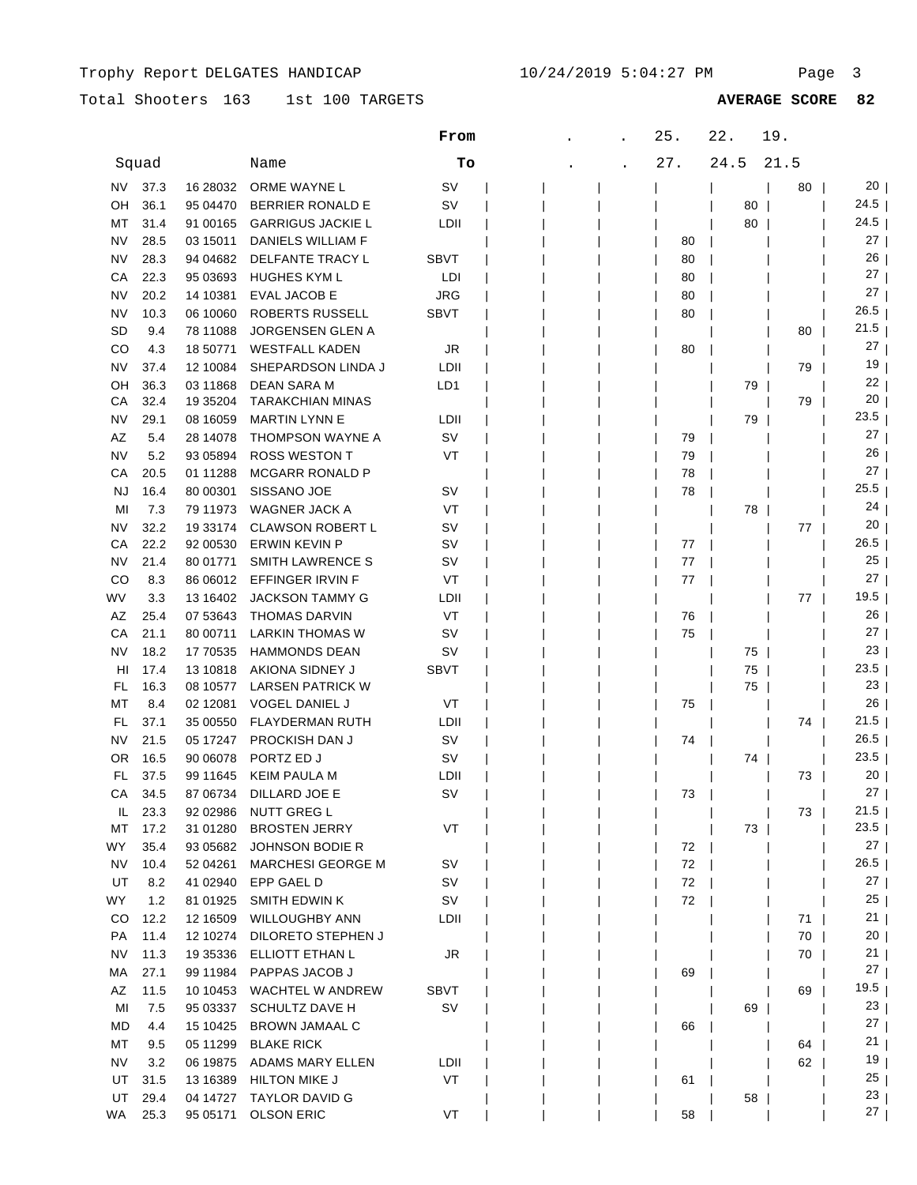Trophy Report DELGATES HANDICAP 10/24/2019 5:04:27 PM

Total Shooters 163 1st 100 TARGETS **AVERAGE SCORE 82**

| | Squad | | Name | From / To | . / . | . / . | 25. / 27. | 22. / 24.5 | 19. / 21.5 | |
|---|---|---|---|---|---|---|---|---|---|---|
| NV | 37.3 | 16 28032 | ORME WAYNE L | SV | | | | | 80 | 20 |
| OH | 36.1 | 95 04470 | BERRIER RONALD E | SV | | | | 80 | | 24.5 |
| MT | 31.4 | 91 00165 | GARRIGUS JACKIE L | LDII | | | | 80 | | 24.5 |
| NV | 28.5 | 03 15011 | DANIELS WILLIAM F | | | | 80 | | | 27 |
| NV | 28.3 | 94 04682 | DELFANTE TRACY L | SBVT | | | 80 | | | 26 |
| CA | 22.3 | 95 03693 | HUGHES KYM L | LDI | | | 80 | | | 27 |
| NV | 20.2 | 14 10381 | EVAL JACOB E | JRG | | | 80 | | | 27 |
| NV | 10.3 | 06 10060 | ROBERTS RUSSELL | SBVT | | | 80 | | | 26.5 |
| SD | 9.4 | 78 11088 | JORGENSEN GLEN A | | | | | | 80 | 21.5 |
| CO | 4.3 | 18 50771 | WESTFALL KADEN | JR | | | 80 | | | 27 |
| NV | 37.4 | 12 10084 | SHEPARDSON LINDA J | LDII | | | | | 79 | 19 |
| OH | 36.3 | 03 11868 | DEAN SARA M | LD1 | | | | 79 | | 22 |
| CA | 32.4 | 19 35204 | TARAKCHIAN MINAS | | | | | | 79 | 20 |
| NV | 29.1 | 08 16059 | MARTIN LYNN E | LDII | | | | 79 | | 23.5 |
| AZ | 5.4 | 28 14078 | THOMPSON WAYNE A | SV | | | 79 | | | 27 |
| NV | 5.2 | 93 05894 | ROSS WESTON T | VT | | | 79 | | | 26 |
| CA | 20.5 | 01 11288 | MCGARR RONALD P | | | | 78 | | | 27 |
| NJ | 16.4 | 80 00301 | SISSANO JOE | SV | | | 78 | | | 25.5 |
| MI | 7.3 | 79 11973 | WAGNER JACK A | VT | | | | 78 | | 24 |
| NV | 32.2 | 19 33174 | CLAWSON ROBERT L | SV | | | | | 77 | 20 |
| CA | 22.2 | 92 00530 | ERWIN KEVIN P | SV | | | 77 | | | 26.5 |
| NV | 21.4 | 80 01771 | SMITH LAWRENCE S | SV | | | 77 | | | 25 |
| CO | 8.3 | 86 06012 | EFFINGER IRVIN F | VT | | | 77 | | | 27 |
| WV | 3.3 | 13 16402 | JACKSON TAMMY G | LDII | | | | | 77 | 19.5 |
| AZ | 25.4 | 07 53643 | THOMAS DARVIN | VT | | | 76 | | | 26 |
| CA | 21.1 | 80 00711 | LARKIN THOMAS W | SV | | | 75 | | | 27 |
| NV | 18.2 | 17 70535 | HAMMONDS DEAN | SV | | | | 75 | | 23 |
| HI | 17.4 | 13 10818 | AKIONA SIDNEY J | SBVT | | | | 75 | | 23.5 |
| FL | 16.3 | 08 10577 | LARSEN PATRICK W | | | | | 75 | | 23 |
| MT | 8.4 | 02 12081 | VOGEL DANIEL J | VT | | | 75 | | | 26 |
| FL | 37.1 | 35 00550 | FLAYDERMAN RUTH | LDII | | | | | 74 | 21.5 |
| NV | 21.5 | 05 17247 | PROCKISH DAN J | SV | | | 74 | | | 26.5 |
| OR | 16.5 | 90 06078 | PORTZ ED J | SV | | | | 74 | | 23.5 |
| FL | 37.5 | 99 11645 | KEIM PAULA M | LDII | | | | | 73 | 20 |
| CA | 34.5 | 87 06734 | DILLARD JOE E | SV | | | 73 | | | 27 |
| IL | 23.3 | 92 02986 | NUTT GREG L | | | | | | 73 | 21.5 |
| MT | 17.2 | 31 01280 | BROSTEN JERRY | VT | | | | 73 | | 23.5 |
| WY | 35.4 | 93 05682 | JOHNSON BODIE R | | | | 72 | | | 27 |
| NV | 10.4 | 52 04261 | MARCHESI GEORGE M | SV | | | 72 | | | 26.5 |
| UT | 8.2 | 41 02940 | EPP GAEL D | SV | | | 72 | | | 27 |
| WY | 1.2 | 81 01925 | SMITH EDWIN K | SV | | | 72 | | | 25 |
| CO | 12.2 | 12 16509 | WILLOUGHBY ANN | LDII | | | | | 71 | 21 |
| PA | 11.4 | 12 10274 | DILORETO STEPHEN J | | | | | | 70 | 20 |
| NV | 11.3 | 19 35336 | ELLIOTT ETHAN L | JR | | | | | 70 | 21 |
| MA | 27.1 | 99 11984 | PAPPAS JACOB J | | | | 69 | | | 27 |
| AZ | 11.5 | 10 10453 | WACHTEL W ANDREW | SBVT | | | | | 69 | 19.5 |
| MI | 7.5 | 95 03337 | SCHULTZ DAVE H | SV | | | | 69 | | 23 |
| MD | 4.4 | 15 10425 | BROWN JAMAAL C | | | | 66 | | | 27 |
| MT | 9.5 | 05 11299 | BLAKE RICK | | | | | | 64 | 21 |
| NV | 3.2 | 06 19875 | ADAMS MARY ELLEN | LDII | | | | | 62 | 19 |
| UT | 31.5 | 13 16389 | HILTON MIKE J | VT | | | 61 | | | 25 |
| UT | 29.4 | 04 14727 | TAYLOR DAVID G | | | | | 58 | | 23 |
| WA | 25.3 | 95 05171 | OLSON ERIC | VT | | | 58 | | | 27 |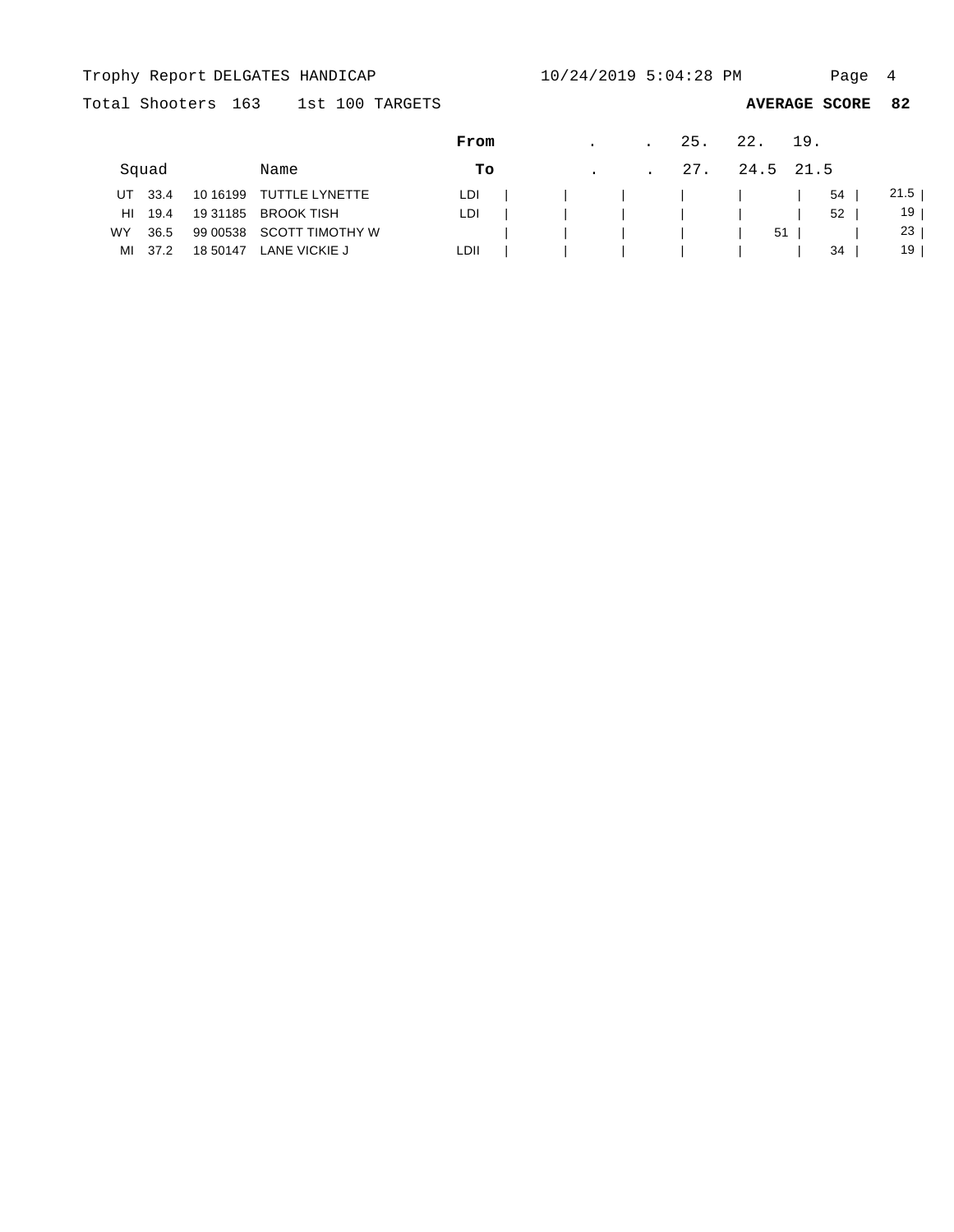Trophy Report DELGATES HANDICAP 10/24/2019 5:04:28 PM

Total Shooters 163 1st 100 TARGETS **AVERAGE SCORE 82**

| Squad | | | Name | **From** / **To** | | . / . | . / . | 25. / 27. | 22. / 24.5 | 19. / 21.5 | |
|---|---|---|---|---|---|---|---|---|---|---|---|
| UT | 33.4 | 10 16199 | TUTTLE LYNETTE | LDI | | | | | | 54 | 21.5 |
| HI | 19.4 | 19 31185 | BROOK TISH | LDI | | | | | | 52 | 19 |
| WY | 36.5 | 99 00538 | SCOTT TIMOTHY W | | | | | | 51 | | 23 |
| MI | 37.2 | 18 50147 | LANE VICKIE J | LDII | | | | | | 34 | 19 |